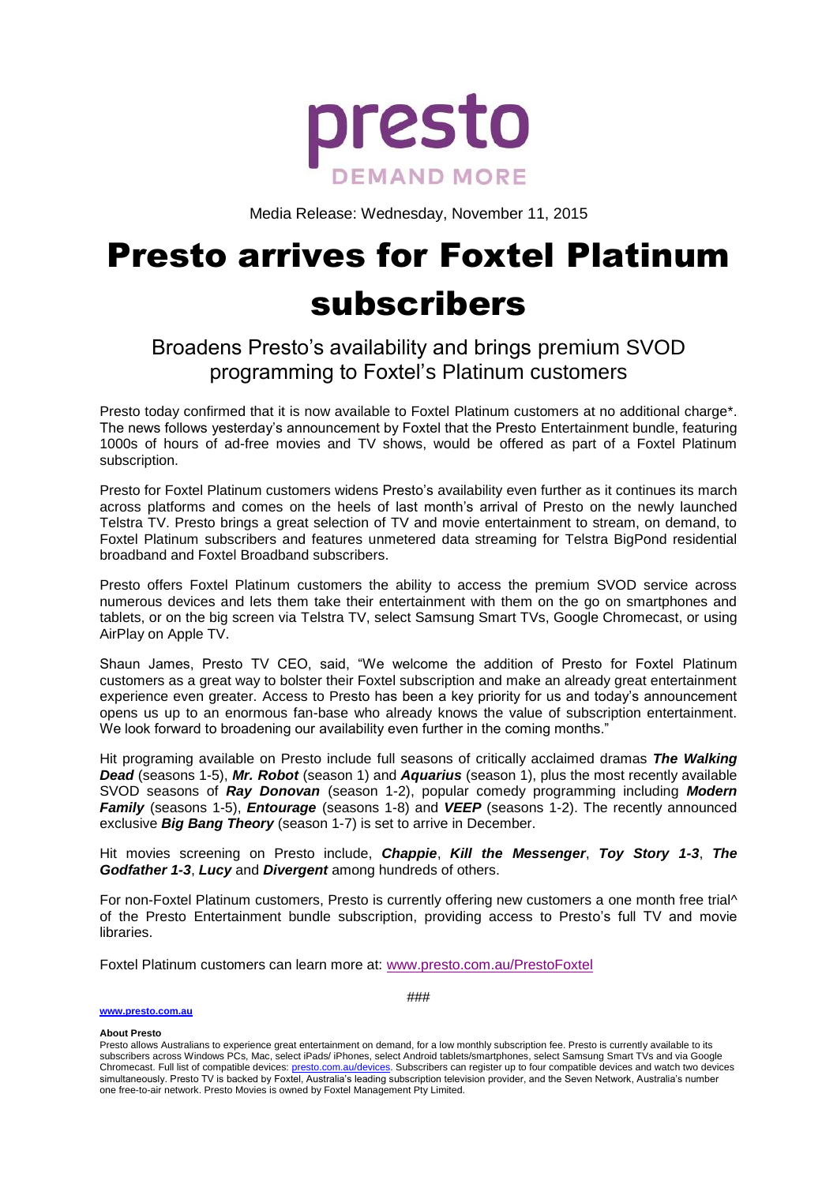presto

DEMAND MORE

Media Release: Wednesday, November 11, 2015

# Presto arrives for Foxtel Platinum subscribers

## Broadens Presto's availability and brings premium SVOD programming to Foxtel's Platinum customers

Presto today confirmed that it is now available to Foxtel Platinum customers at no additional charge*. The news follows yesterday's announcement by Foxtel that the Presto Entertainment bundle, featuring 1000s of hours of ad-free movies and TV shows, would be offered as part of a Foxtel Platinum subscription.

Presto for Foxtel Platinum customers widens Presto's availability even further as it continues its march across platforms and comes on the heels of last month's arrival of Presto on the newly launched Telstra TV. Presto brings a great selection of TV and movie entertainment to stream, on demand, to Foxtel Platinum subscribers and features unmetered data streaming for Telstra BigPond residential broadband and Foxtel Broadband subscribers.

Presto offers Foxtel Platinum customers the ability to access the premium SVOD service across numerous devices and lets them take their entertainment with them on the go on smartphones and tablets, or on the big screen via Telstra TV, select Samsung Smart TVs, Google Chromecast, or using AirPlay on Apple TV.

Shaun James, Presto TV CEO, said, "We welcome the addition of Presto for Foxtel Platinum customers as a great way to bolster their Foxtel subscription and make an already great entertainment experience even greater. Access to Presto has been a key priority for us and today's announcement opens us up to an enormous fan-base who already knows the value of subscription entertainment. We look forward to broadening our availability even further in the coming months."

Hit programing available on Presto include full seasons of critically acclaimed dramas ***The Walking Dead*** (seasons 1-5), ***Mr. Robot*** (season 1) and ***Aquarius*** (season 1), plus the most recently available SVOD seasons of ***Ray Donovan*** (season 1-2), popular comedy programming including ***Modern Family*** (seasons 1-5), ***Entourage*** (seasons 1-8) and ***VEEP*** (seasons 1-2). The recently announced exclusive ***Big Bang Theory*** (season 1-7) is set to arrive in December.

Hit movies screening on Presto include, ***Chappie***, ***Kill the Messenger***, ***Toy Story 1-3***, ***The Godfather 1-3***, ***Lucy*** and ***Divergent*** among hundreds of others.

For non-Foxtel Platinum customers, Presto is currently offering new customers a one month free trial^ of the Presto Entertainment bundle subscription, providing access to Presto's full TV and movie libraries.

Foxtel Platinum customers can learn more at: www.presto.com.au/PrestoFoxtel

###

**www.presto.com.au**

**About Presto**

Presto allows Australians to experience great entertainment on demand, for a low monthly subscription fee. Presto is currently available to its subscribers across Windows PCs, Mac, select iPads/ iPhones, select Android tablets/smartphones, select Samsung Smart TVs and via Google Chromecast. Full list of compatible devices: presto.com.au/devices. Subscribers can register up to four compatible devices and watch two devices simultaneously. Presto TV is backed by Foxtel, Australia's leading subscription television provider, and the Seven Network, Australia's number one free-to-air network. Presto Movies is owned by Foxtel Management Pty Limited.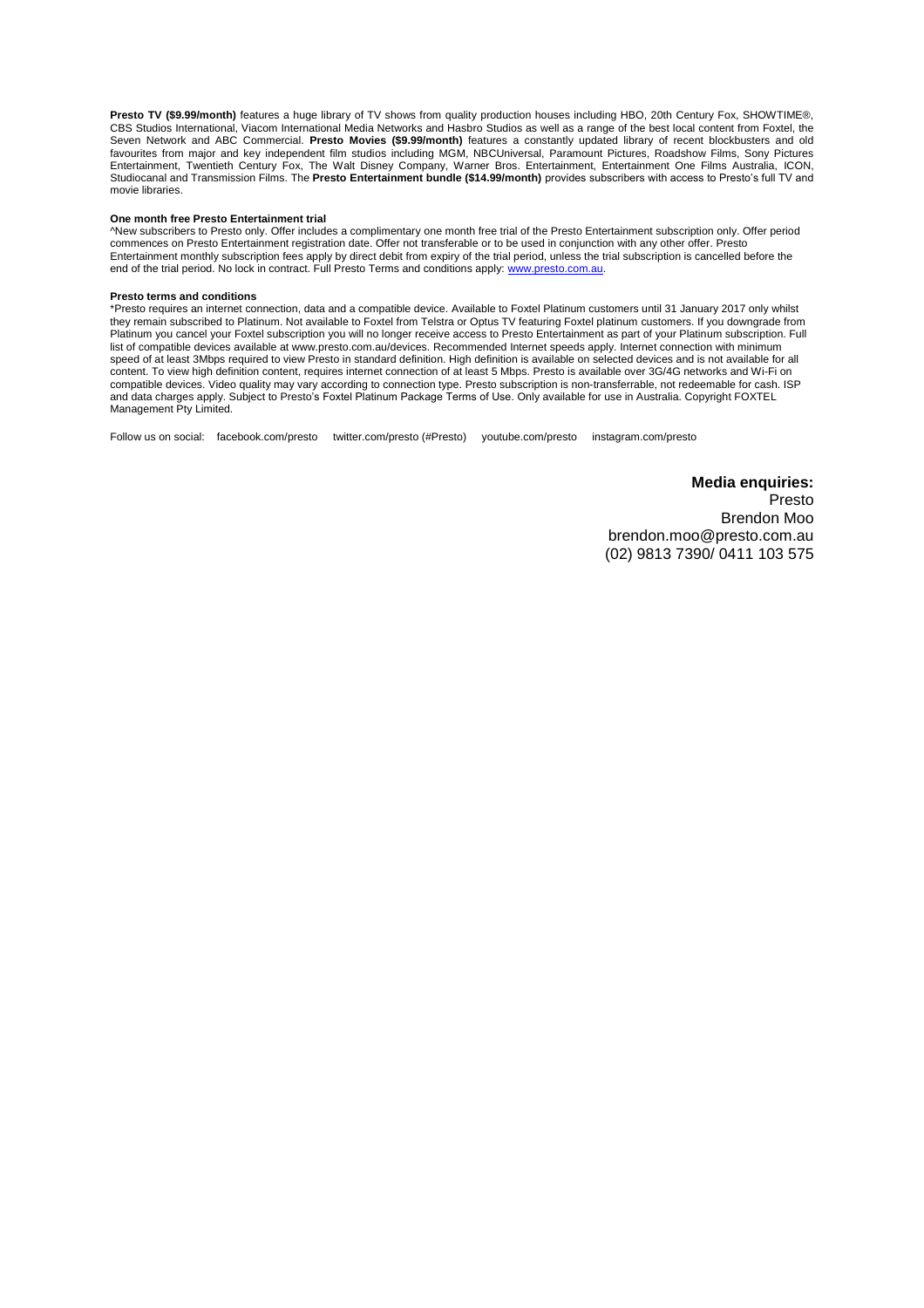**Presto TV ($9.99/month)** features a huge library of TV shows from quality production houses including HBO, 20th Century Fox, SHOWTIME®, CBS Studios International, Viacom International Media Networks and Hasbro Studios as well as a range of the best local content from Foxtel, the Seven Network and ABC Commercial. **Presto Movies ($9.99/month)** features a constantly updated library of recent blockbusters and old favourites from major and key independent film studios including MGM, NBCUniversal, Paramount Pictures, Roadshow Films, Sony Pictures Entertainment, Twentieth Century Fox, The Walt Disney Company, Warner Bros. Entertainment, Entertainment One Films Australia, ICON, Studiocanal and Transmission Films. The **Presto Entertainment bundle ($14.99/month)** provides subscribers with access to Presto's full TV and movie libraries.

**One month free Presto Entertainment trial**

^New subscribers to Presto only. Offer includes a complimentary one month free trial of the Presto Entertainment subscription only. Offer period commences on Presto Entertainment registration date. Offer not transferable or to be used in conjunction with any other offer. Presto Entertainment monthly subscription fees apply by direct debit from expiry of the trial period, unless the trial subscription is cancelled before the end of the trial period. No lock in contract. Full Presto Terms and conditions apply: www.presto.com.au.

**Presto terms and conditions**

*Presto requires an internet connection, data and a compatible device. Available to Foxtel Platinum customers until 31 January 2017 only whilst they remain subscribed to Platinum. Not available to Foxtel from Telstra or Optus TV featuring Foxtel platinum customers. If you downgrade from Platinum you cancel your Foxtel subscription you will no longer receive access to Presto Entertainment as part of your Platinum subscription. Full list of compatible devices available at www.presto.com.au/devices. Recommended Internet speeds apply. Internet connection with minimum speed of at least 3Mbps required to view Presto in standard definition. High definition is available on selected devices and is not available for all content. To view high definition content, requires internet connection of at least 5 Mbps. Presto is available over 3G/4G networks and Wi-Fi on compatible devices. Video quality may vary according to connection type. Presto subscription is non-transferrable, not redeemable for cash. ISP and data charges apply. Subject to Presto's Foxtel Platinum Package Terms of Use. Only available for use in Australia. Copyright FOXTEL Management Pty Limited.

Follow us on social: facebook.com/presto twitter.com/presto (#Presto) youtube.com/presto instagram.com/presto

**Media enquiries:**
Presto
Brendon Moo
brendon.moo@presto.com.au
(02) 9813 7390/ 0411 103 575